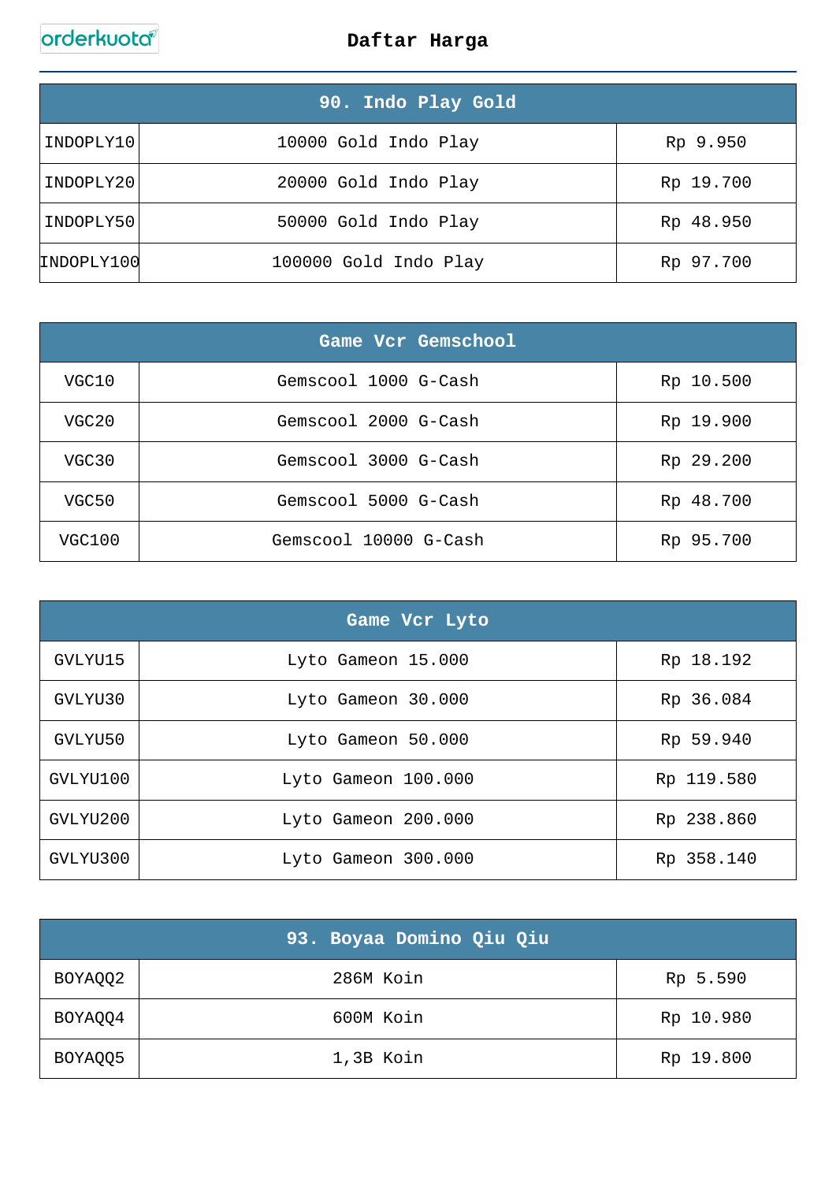# Daftar Harga

| 90. Indo Play Gold | | |
|---|---|---|
| INDOPLY10 | 10000 Gold Indo Play | Rp 9.950 |
| INDOPLY20 | 20000 Gold Indo Play | Rp 19.700 |
| INDOPLY50 | 50000 Gold Indo Play | Rp 48.950 |
| INDOPLY100 | 100000 Gold Indo Play | Rp 97.700 |

| Game Vcr Gemschool | | |
|---|---|---|
| VGC10 | Gemscool 1000 G-Cash | Rp 10.500 |
| VGC20 | Gemscool 2000 G-Cash | Rp 19.900 |
| VGC30 | Gemscool 3000 G-Cash | Rp 29.200 |
| VGC50 | Gemscool 5000 G-Cash | Rp 48.700 |
| VGC100 | Gemscool 10000 G-Cash | Rp 95.700 |

| Game Vcr Lyto | | |
|---|---|---|
| GVLYU15 | Lyto Gameon 15.000 | Rp 18.192 |
| GVLYU30 | Lyto Gameon 30.000 | Rp 36.084 |
| GVLYU50 | Lyto Gameon 50.000 | Rp 59.940 |
| GVLYU100 | Lyto Gameon 100.000 | Rp 119.580 |
| GVLYU200 | Lyto Gameon 200.000 | Rp 238.860 |
| GVLYU300 | Lyto Gameon 300.000 | Rp 358.140 |

| 93. Boyaa Domino Qiu Qiu | | |
|---|---|---|
| BOYAQQ2 | 286M Koin | Rp 5.590 |
| BOYAQQ4 | 600M Koin | Rp 10.980 |
| BOYAQQ5 | 1,3B Koin | Rp 19.800 |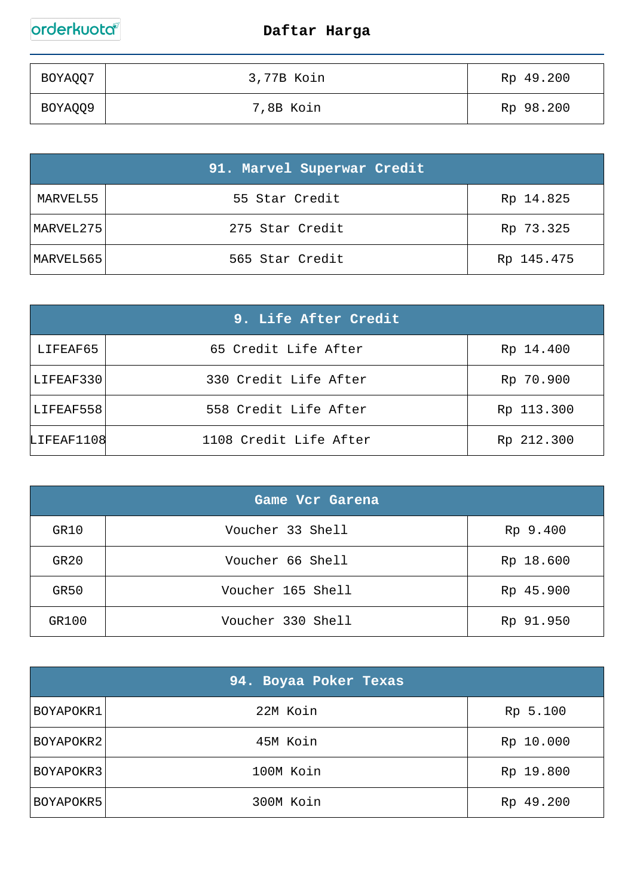| BOYAQQ7 | 3,77B Koin | Rp 49.200 |
|---|---|---|
| BOYAQQ9 | 7,8B Koin | Rp 98.200 |

| 91. Marvel Superwar Credit | | |
|---|---|---|
| MARVEL55 | 55 Star Credit | Rp 14.825 |
| MARVEL275 | 275 Star Credit | Rp 73.325 |
| MARVEL565 | 565 Star Credit | Rp 145.475 |

| 9. Life After Credit | | |
|---|---|---|
| LIFEAF65 | 65 Credit Life After | Rp 14.400 |
| LIFEAF330 | 330 Credit Life After | Rp 70.900 |
| LIFEAF558 | 558 Credit Life After | Rp 113.300 |
| LIFEAF1108 | 1108 Credit Life After | Rp 212.300 |

| Game Vcr Garena | | |
|---|---|---|
| GR10 | Voucher 33 Shell | Rp 9.400 |
| GR20 | Voucher 66 Shell | Rp 18.600 |
| GR50 | Voucher 165 Shell | Rp 45.900 |
| GR100 | Voucher 330 Shell | Rp 91.950 |

| 94. Boyaa Poker Texas | | |
|---|---|---|
| BOYAPOKR1 | 22M Koin | Rp 5.100 |
| BOYAPOKR2 | 45M Koin | Rp 10.000 |
| BOYAPOKR3 | 100M Koin | Rp 19.800 |
| BOYAPOKR5 | 300M Koin | Rp 49.200 |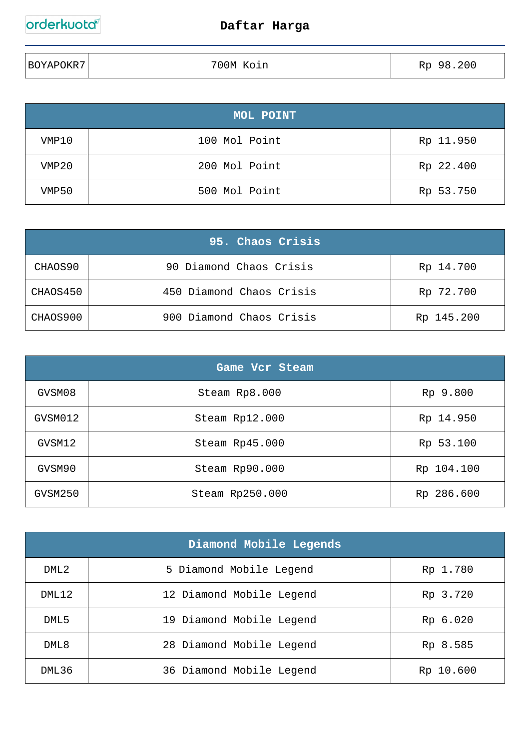| BOYAPOKR7 | 700M Koin | Rp 98.200 |
|---|---|---|

| MOL POINT | | |
|---|---|---|
| VMP10 | 100 Mol Point | Rp 11.950 |
| VMP20 | 200 Mol Point | Rp 22.400 |
| VMP50 | 500 Mol Point | Rp 53.750 |

| 95. Chaos Crisis | | |
|---|---|---|
| CHAOS90 | 90 Diamond Chaos Crisis | Rp 14.700 |
| CHAOS450 | 450 Diamond Chaos Crisis | Rp 72.700 |
| CHAOS900 | 900 Diamond Chaos Crisis | Rp 145.200 |

| Game Vcr Steam | | |
|---|---|---|
| GVSM08 | Steam Rp8.000 | Rp 9.800 |
| GVSM012 | Steam Rp12.000 | Rp 14.950 |
| GVSM12 | Steam Rp45.000 | Rp 53.100 |
| GVSM90 | Steam Rp90.000 | Rp 104.100 |
| GVSM250 | Steam Rp250.000 | Rp 286.600 |

| Diamond Mobile Legends | | |
|---|---|---|
| DML2 | 5 Diamond Mobile Legend | Rp 1.780 |
| DML12 | 12 Diamond Mobile Legend | Rp 3.720 |
| DML5 | 19 Diamond Mobile Legend | Rp 6.020 |
| DML8 | 28 Diamond Mobile Legend | Rp 8.585 |
| DML36 | 36 Diamond Mobile Legend | Rp 10.600 |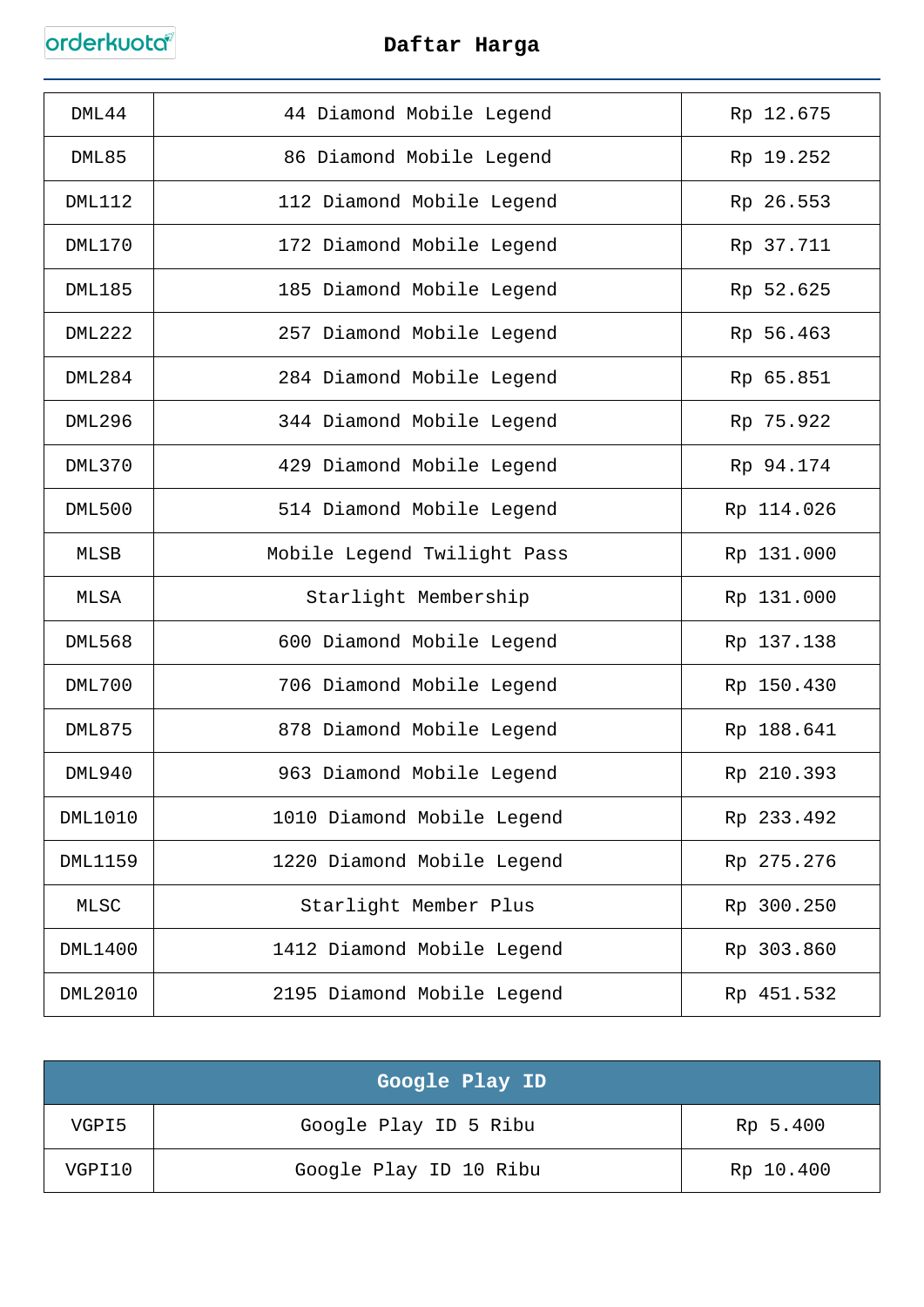| DML44 | 44 Diamond Mobile Legend | Rp 12.675 |
|---|---|---|
| DML85 | 86 Diamond Mobile Legend | Rp 19.252 |
| DML112 | 112 Diamond Mobile Legend | Rp 26.553 |
| DML170 | 172 Diamond Mobile Legend | Rp 37.711 |
| DML185 | 185 Diamond Mobile Legend | Rp 52.625 |
| DML222 | 257 Diamond Mobile Legend | Rp 56.463 |
| DML284 | 284 Diamond Mobile Legend | Rp 65.851 |
| DML296 | 344 Diamond Mobile Legend | Rp 75.922 |
| DML370 | 429 Diamond Mobile Legend | Rp 94.174 |
| DML500 | 514 Diamond Mobile Legend | Rp 114.026 |
| MLSB | Mobile Legend Twilight Pass | Rp 131.000 |
| MLSA | Starlight Membership | Rp 131.000 |
| DML568 | 600 Diamond Mobile Legend | Rp 137.138 |
| DML700 | 706 Diamond Mobile Legend | Rp 150.430 |
| DML875 | 878 Diamond Mobile Legend | Rp 188.641 |
| DML940 | 963 Diamond Mobile Legend | Rp 210.393 |
| DML1010 | 1010 Diamond Mobile Legend | Rp 233.492 |
| DML1159 | 1220 Diamond Mobile Legend | Rp 275.276 |
| MLSC | Starlight Member Plus | Rp 300.250 |
| DML1400 | 1412 Diamond Mobile Legend | Rp 303.860 |
| DML2010 | 2195 Diamond Mobile Legend | Rp 451.532 |

| Google Play ID | | |
|---|---|---|
| VGPI5 | Google Play ID 5 Ribu | Rp 5.400 |
| VGPI10 | Google Play ID 10 Ribu | Rp 10.400 |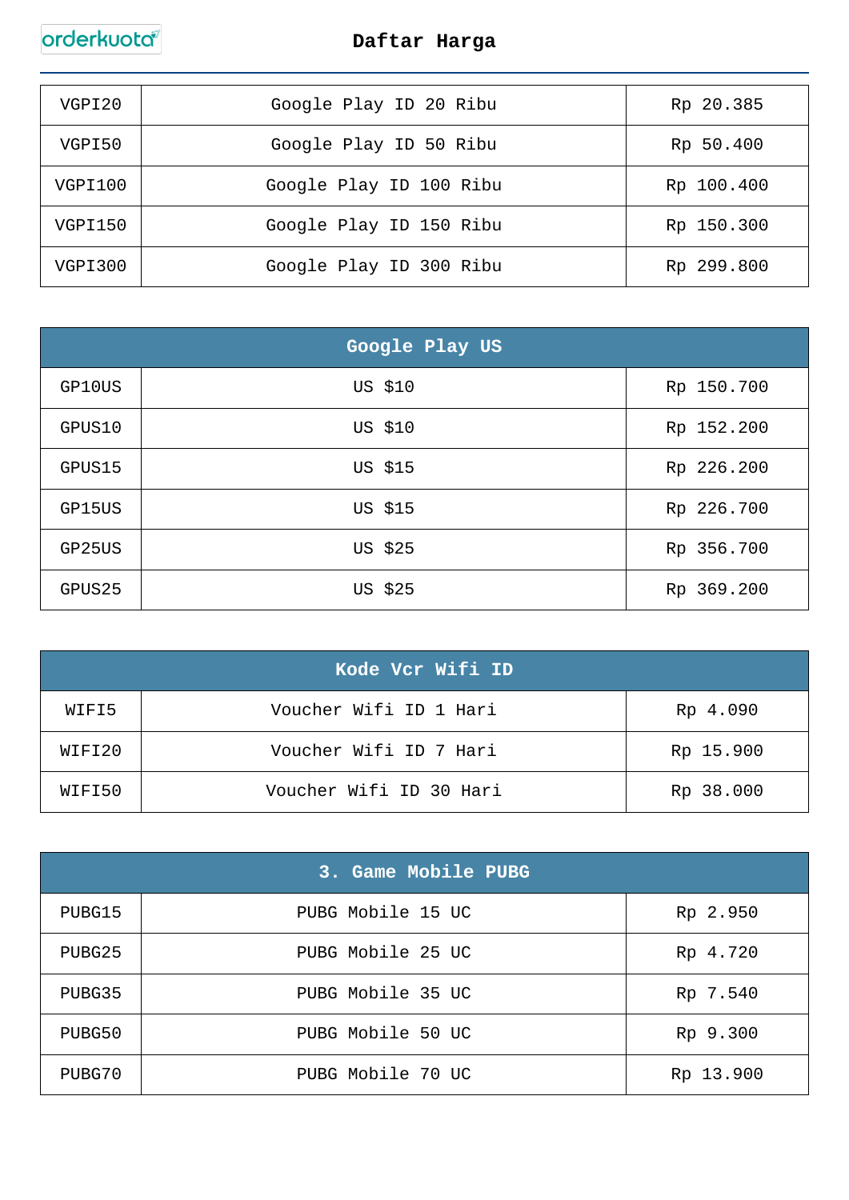| VGPI20 | Google Play ID 20 Ribu | Rp 20.385 |
|---|---|---|
| VGPI50 | Google Play ID 50 Ribu | Rp 50.400 |
| VGPI100 | Google Play ID 100 Ribu | Rp 100.400 |
| VGPI150 | Google Play ID 150 Ribu | Rp 150.300 |
| VGPI300 | Google Play ID 300 Ribu | Rp 299.800 |

| Google Play US | | |
|---|---|---|
| GP10US | US $10 | Rp 150.700 |
| GPUS10 | US $10 | Rp 152.200 |
| GPUS15 | US $15 | Rp 226.200 |
| GP15US | US $15 | Rp 226.700 |
| GP25US | US $25 | Rp 356.700 |
| GPUS25 | US $25 | Rp 369.200 |

| Kode Vcr Wifi ID | | |
|---|---|---|
| WIFI5 | Voucher Wifi ID 1 Hari | Rp 4.090 |
| WIFI20 | Voucher Wifi ID 7 Hari | Rp 15.900 |
| WIFI50 | Voucher Wifi ID 30 Hari | Rp 38.000 |

| 3. Game Mobile PUBG | | |
|---|---|---|
| PUBG15 | PUBG Mobile 15 UC | Rp 2.950 |
| PUBG25 | PUBG Mobile 25 UC | Rp 4.720 |
| PUBG35 | PUBG Mobile 35 UC | Rp 7.540 |
| PUBG50 | PUBG Mobile 50 UC | Rp 9.300 |
| PUBG70 | PUBG Mobile 70 UC | Rp 13.900 |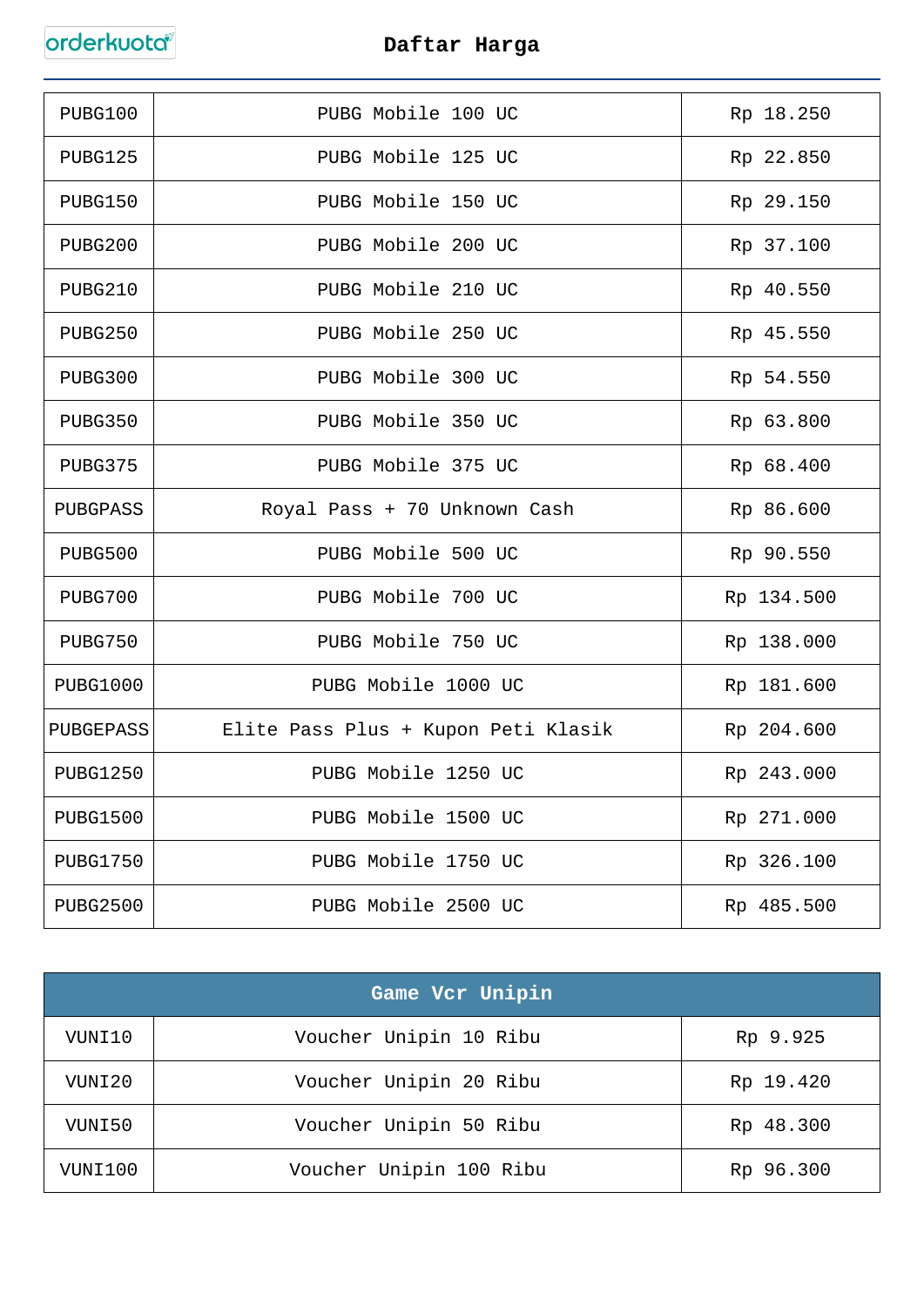| PUBG100 | PUBG Mobile 100 UC | Rp 18.250 |
|---|---|---|
| PUBG125 | PUBG Mobile 125 UC | Rp 22.850 |
| PUBG150 | PUBG Mobile 150 UC | Rp 29.150 |
| PUBG200 | PUBG Mobile 200 UC | Rp 37.100 |
| PUBG210 | PUBG Mobile 210 UC | Rp 40.550 |
| PUBG250 | PUBG Mobile 250 UC | Rp 45.550 |
| PUBG300 | PUBG Mobile 300 UC | Rp 54.550 |
| PUBG350 | PUBG Mobile 350 UC | Rp 63.800 |
| PUBG375 | PUBG Mobile 375 UC | Rp 68.400 |
| PUBGPASS | Royal Pass + 70 Unknown Cash | Rp 86.600 |
| PUBG500 | PUBG Mobile 500 UC | Rp 90.550 |
| PUBG700 | PUBG Mobile 700 UC | Rp 134.500 |
| PUBG750 | PUBG Mobile 750 UC | Rp 138.000 |
| PUBG1000 | PUBG Mobile 1000 UC | Rp 181.600 |
| PUBGEPASS | Elite Pass Plus + Kupon Peti Klasik | Rp 204.600 |
| PUBG1250 | PUBG Mobile 1250 UC | Rp 243.000 |
| PUBG1500 | PUBG Mobile 1500 UC | Rp 271.000 |
| PUBG1750 | PUBG Mobile 1750 UC | Rp 326.100 |
| PUBG2500 | PUBG Mobile 2500 UC | Rp 485.500 |

| Game Vcr Unipin | | |
|---|---|---|
| VUNI10 | Voucher Unipin 10 Ribu | Rp 9.925 |
| VUNI20 | Voucher Unipin 20 Ribu | Rp 19.420 |
| VUNI50 | Voucher Unipin 50 Ribu | Rp 48.300 |
| VUNI100 | Voucher Unipin 100 Ribu | Rp 96.300 |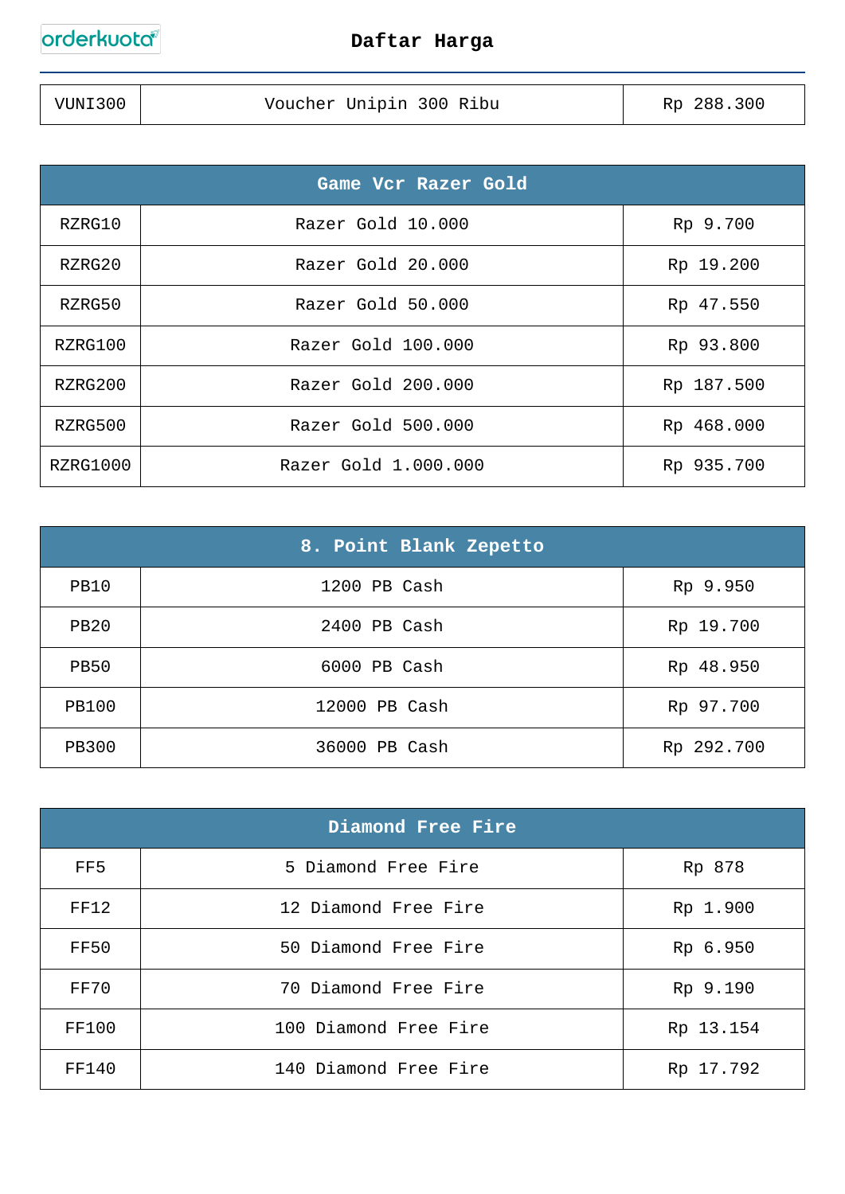| VUNI300 | Voucher Unipin 300 Ribu | Rp 288.300 |
| --- | --- | --- |

| Game Vcr Razer Gold | | |
| --- | --- | --- |
| RZRG10 | Razer Gold 10.000 | Rp 9.700 |
| RZRG20 | Razer Gold 20.000 | Rp 19.200 |
| RZRG50 | Razer Gold 50.000 | Rp 47.550 |
| RZRG100 | Razer Gold 100.000 | Rp 93.800 |
| RZRG200 | Razer Gold 200.000 | Rp 187.500 |
| RZRG500 | Razer Gold 500.000 | Rp 468.000 |
| RZRG1000 | Razer Gold 1.000.000 | Rp 935.700 |

| 8. Point Blank Zepetto | | |
| --- | --- | --- |
| PB10 | 1200 PB Cash | Rp 9.950 |
| PB20 | 2400 PB Cash | Rp 19.700 |
| PB50 | 6000 PB Cash | Rp 48.950 |
| PB100 | 12000 PB Cash | Rp 97.700 |
| PB300 | 36000 PB Cash | Rp 292.700 |

| Diamond Free Fire | | |
| --- | --- | --- |
| FF5 | 5 Diamond Free Fire | Rp 878 |
| FF12 | 12 Diamond Free Fire | Rp 1.900 |
| FF50 | 50 Diamond Free Fire | Rp 6.950 |
| FF70 | 70 Diamond Free Fire | Rp 9.190 |
| FF100 | 100 Diamond Free Fire | Rp 13.154 |
| FF140 | 140 Diamond Free Fire | Rp 17.792 |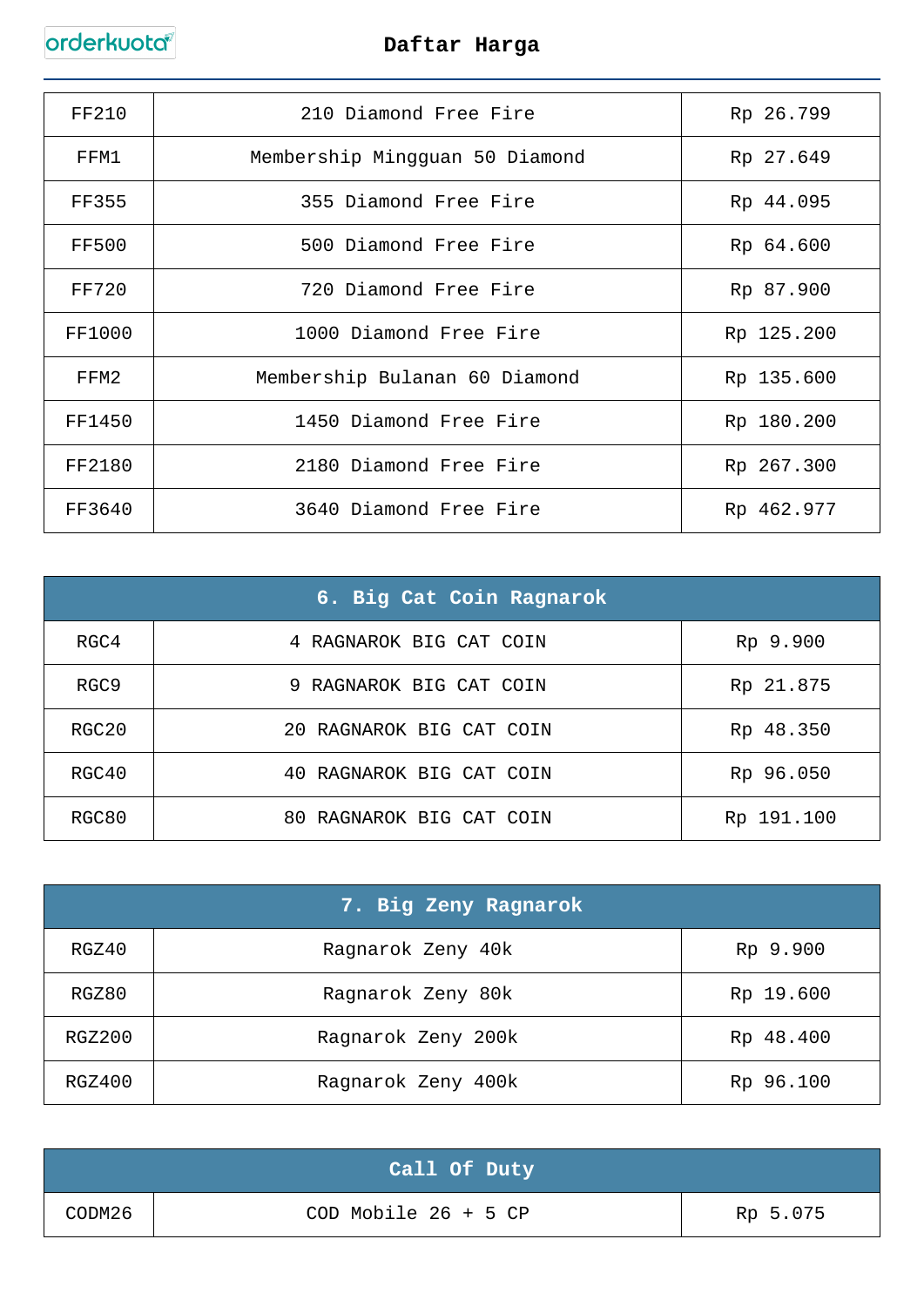| FF210 | 210 Diamond Free Fire | Rp 26.799 |
|---|---|---|
| FFM1 | Membership Mingguan 50 Diamond | Rp 27.649 |
| FF355 | 355 Diamond Free Fire | Rp 44.095 |
| FF500 | 500 Diamond Free Fire | Rp 64.600 |
| FF720 | 720 Diamond Free Fire | Rp 87.900 |
| FF1000 | 1000 Diamond Free Fire | Rp 125.200 |
| FFM2 | Membership Bulanan 60 Diamond | Rp 135.600 |
| FF1450 | 1450 Diamond Free Fire | Rp 180.200 |
| FF2180 | 2180 Diamond Free Fire | Rp 267.300 |
| FF3640 | 3640 Diamond Free Fire | Rp 462.977 |

| 6. Big Cat Coin Ragnarok | | |
|---|---|---|
| RGC4 | 4 RAGNAROK BIG CAT COIN | Rp 9.900 |
| RGC9 | 9 RAGNAROK BIG CAT COIN | Rp 21.875 |
| RGC20 | 20 RAGNAROK BIG CAT COIN | Rp 48.350 |
| RGC40 | 40 RAGNAROK BIG CAT COIN | Rp 96.050 |
| RGC80 | 80 RAGNAROK BIG CAT COIN | Rp 191.100 |

| 7. Big Zeny Ragnarok | | |
|---|---|---|
| RGZ40 | Ragnarok Zeny 40k | Rp 9.900 |
| RGZ80 | Ragnarok Zeny 80k | Rp 19.600 |
| RGZ200 | Ragnarok Zeny 200k | Rp 48.400 |
| RGZ400 | Ragnarok Zeny 400k | Rp 96.100 |

| Call Of Duty | | |
|---|---|---|
| CODM26 | COD Mobile 26 + 5 CP | Rp 5.075 |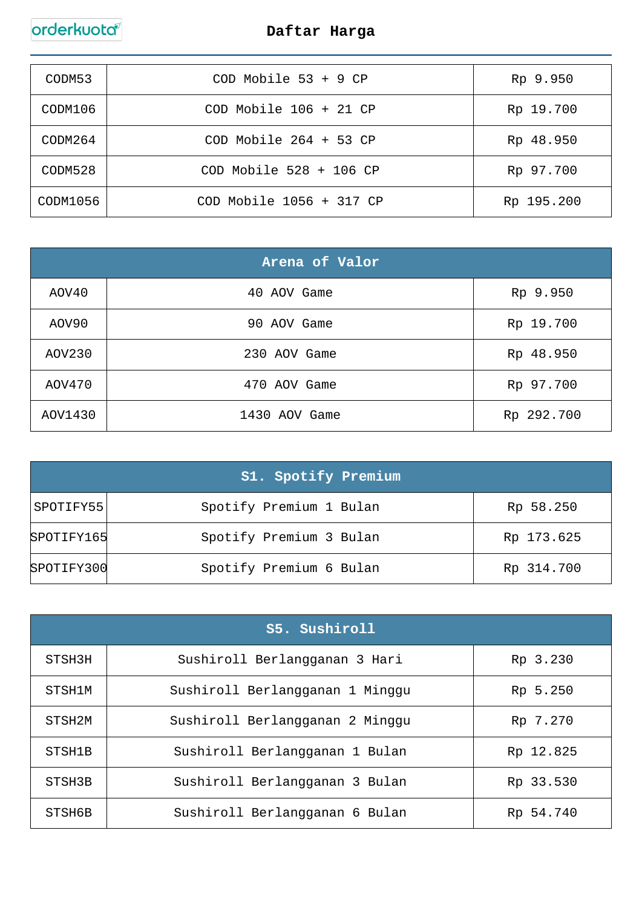| CODM53 | COD Mobile 53 + 9 CP | Rp 9.950 |
|---|---|---|
| CODM106 | COD Mobile 106 + 21 CP | Rp 19.700 |
| CODM264 | COD Mobile 264 + 53 CP | Rp 48.950 |
| CODM528 | COD Mobile 528 + 106 CP | Rp 97.700 |
| CODM1056 | COD Mobile 1056 + 317 CP | Rp 195.200 |

| Arena of Valor | | |
|---|---|---|
| AOV40 | 40 AOV Game | Rp 9.950 |
| AOV90 | 90 AOV Game | Rp 19.700 |
| AOV230 | 230 AOV Game | Rp 48.950 |
| AOV470 | 470 AOV Game | Rp 97.700 |
| AOV1430 | 1430 AOV Game | Rp 292.700 |

| S1. Spotify Premium | | |
|---|---|---|
| SPOTIFY55 | Spotify Premium 1 Bulan | Rp 58.250 |
| SPOTIFY165 | Spotify Premium 3 Bulan | Rp 173.625 |
| SPOTIFY300 | Spotify Premium 6 Bulan | Rp 314.700 |

| S5. Sushiroll | | |
|---|---|---|
| STSH3H | Sushiroll Berlangganan 3 Hari | Rp 3.230 |
| STSH1M | Sushiroll Berlangganan 1 Minggu | Rp 5.250 |
| STSH2M | Sushiroll Berlangganan 2 Minggu | Rp 7.270 |
| STSH1B | Sushiroll Berlangganan 1 Bulan | Rp 12.825 |
| STSH3B | Sushiroll Berlangganan 3 Bulan | Rp 33.530 |
| STSH6B | Sushiroll Berlangganan 6 Bulan | Rp 54.740 |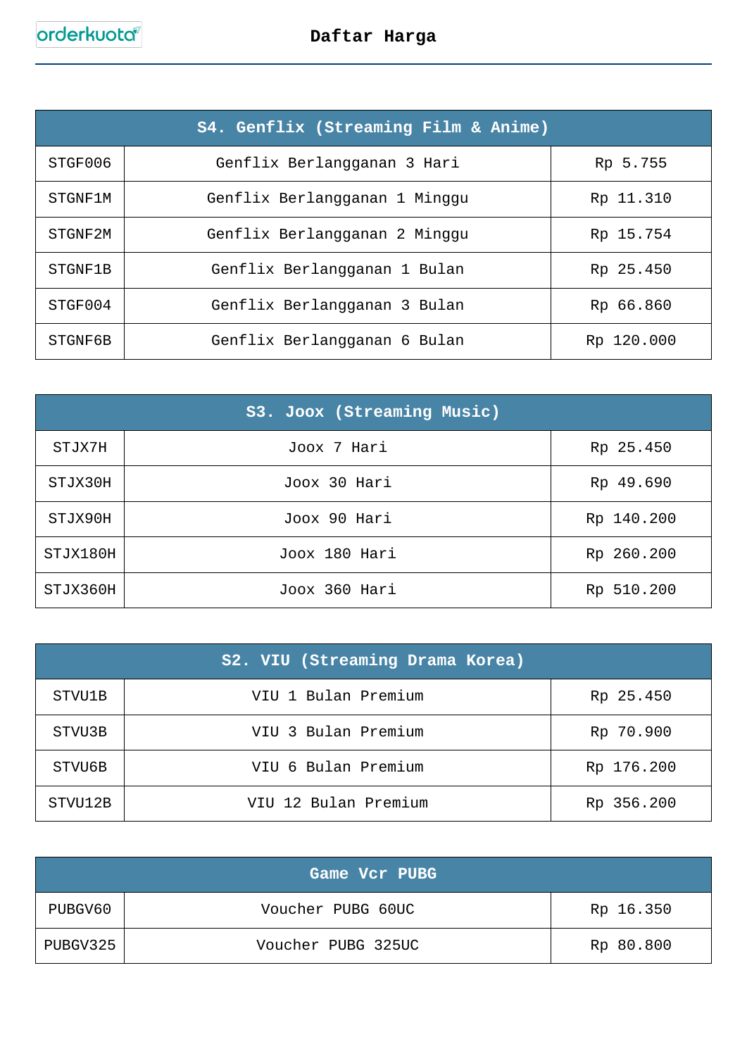| S4. Genflix (Streaming Film & Anime) | | |
|---|---|---|
| STGF006 | Genflix Berlangganan 3 Hari | Rp 5.755 |
| STGNF1M | Genflix Berlangganan 1 Minggu | Rp 11.310 |
| STGNF2M | Genflix Berlangganan 2 Minggu | Rp 15.754 |
| STGNF1B | Genflix Berlangganan 1 Bulan | Rp 25.450 |
| STGF004 | Genflix Berlangganan 3 Bulan | Rp 66.860 |
| STGNF6B | Genflix Berlangganan 6 Bulan | Rp 120.000 |

| S3. Joox (Streaming Music) | | |
|---|---|---|
| STJX7H | Joox 7 Hari | Rp 25.450 |
| STJX30H | Joox 30 Hari | Rp 49.690 |
| STJX90H | Joox 90 Hari | Rp 140.200 |
| STJX180H | Joox 180 Hari | Rp 260.200 |
| STJX360H | Joox 360 Hari | Rp 510.200 |

| S2. VIU (Streaming Drama Korea) | | |
|---|---|---|
| STVU1B | VIU 1 Bulan Premium | Rp 25.450 |
| STVU3B | VIU 3 Bulan Premium | Rp 70.900 |
| STVU6B | VIU 6 Bulan Premium | Rp 176.200 |
| STVU12B | VIU 12 Bulan Premium | Rp 356.200 |

| Game Vcr PUBG | | |
|---|---|---|
| PUBGV60 | Voucher PUBG 60UC | Rp 16.350 |
| PUBGV325 | Voucher PUBG 325UC | Rp 80.800 |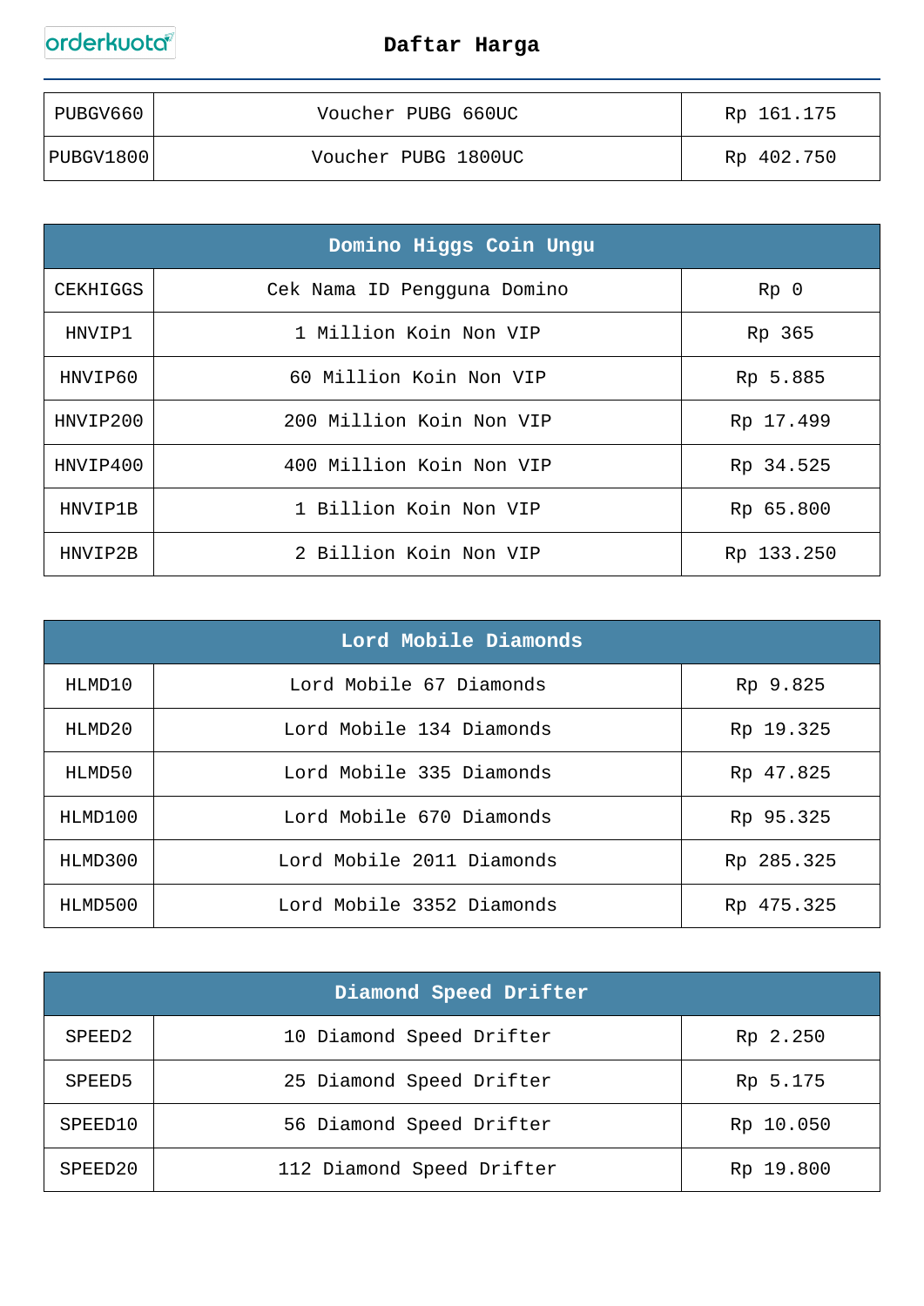| | | |
|---|---|---|
| PUBGV660 | Voucher PUBG 660UC | Rp 161.175 |
| PUBGV1800 | Voucher PUBG 1800UC | Rp 402.750 |

| Domino Higgs Coin Ungu | | |
|---|---|---|
| CEKHIGGS | Cek Nama ID Pengguna Domino | Rp 0 |
| HNVIP1 | 1 Million Koin Non VIP | Rp 365 |
| HNVIP60 | 60 Million Koin Non VIP | Rp 5.885 |
| HNVIP200 | 200 Million Koin Non VIP | Rp 17.499 |
| HNVIP400 | 400 Million Koin Non VIP | Rp 34.525 |
| HNVIP1B | 1 Billion Koin Non VIP | Rp 65.800 |
| HNVIP2B | 2 Billion Koin Non VIP | Rp 133.250 |

| Lord Mobile Diamonds | | |
|---|---|---|
| HLMD10 | Lord Mobile 67 Diamonds | Rp 9.825 |
| HLMD20 | Lord Mobile 134 Diamonds | Rp 19.325 |
| HLMD50 | Lord Mobile 335 Diamonds | Rp 47.825 |
| HLMD100 | Lord Mobile 670 Diamonds | Rp 95.325 |
| HLMD300 | Lord Mobile 2011 Diamonds | Rp 285.325 |
| HLMD500 | Lord Mobile 3352 Diamonds | Rp 475.325 |

| Diamond Speed Drifter | | |
|---|---|---|
| SPEED2 | 10 Diamond Speed Drifter | Rp 2.250 |
| SPEED5 | 25 Diamond Speed Drifter | Rp 5.175 |
| SPEED10 | 56 Diamond Speed Drifter | Rp 10.050 |
| SPEED20 | 112 Diamond Speed Drifter | Rp 19.800 |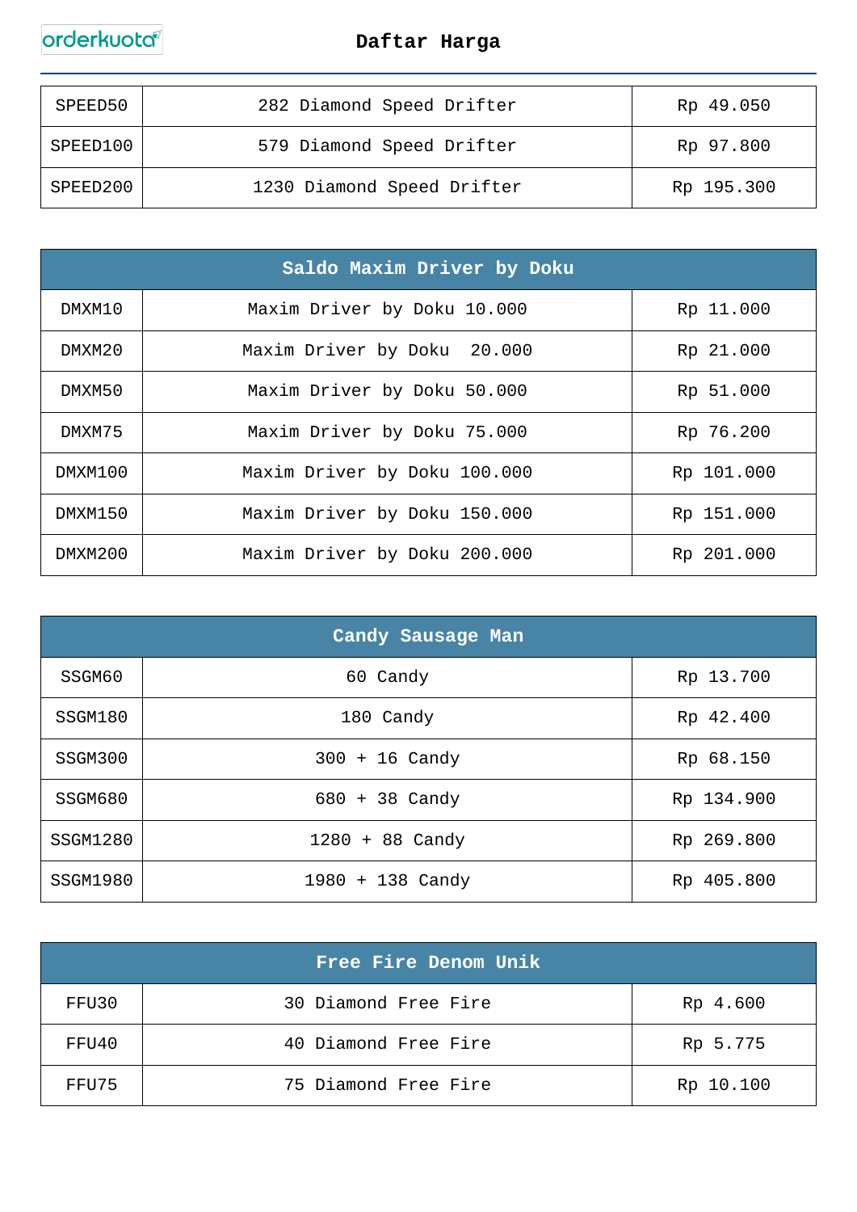# Daftar Harga

| SPEED50 | 282 Diamond Speed Drifter | Rp 49.050 |
|---|---|---|
| SPEED100 | 579 Diamond Speed Drifter | Rp 97.800 |
| SPEED200 | 1230 Diamond Speed Drifter | Rp 195.300 |

| Saldo Maxim Driver by Doku | | |
|---|---|---|
| DMXM10 | Maxim Driver by Doku 10.000 | Rp 11.000 |
| DMXM20 | Maxim Driver by Doku 20.000 | Rp 21.000 |
| DMXM50 | Maxim Driver by Doku 50.000 | Rp 51.000 |
| DMXM75 | Maxim Driver by Doku 75.000 | Rp 76.200 |
| DMXM100 | Maxim Driver by Doku 100.000 | Rp 101.000 |
| DMXM150 | Maxim Driver by Doku 150.000 | Rp 151.000 |
| DMXM200 | Maxim Driver by Doku 200.000 | Rp 201.000 |

| Candy Sausage Man | | |
|---|---|---|
| SSGM60 | 60 Candy | Rp 13.700 |
| SSGM180 | 180 Candy | Rp 42.400 |
| SSGM300 | 300 + 16 Candy | Rp 68.150 |
| SSGM680 | 680 + 38 Candy | Rp 134.900 |
| SSGM1280 | 1280 + 88 Candy | Rp 269.800 |
| SSGM1980 | 1980 + 138 Candy | Rp 405.800 |

| Free Fire Denom Unik | | |
|---|---|---|
| FFU30 | 30 Diamond Free Fire | Rp 4.600 |
| FFU40 | 40 Diamond Free Fire | Rp 5.775 |
| FFU75 | 75 Diamond Free Fire | Rp 10.100 |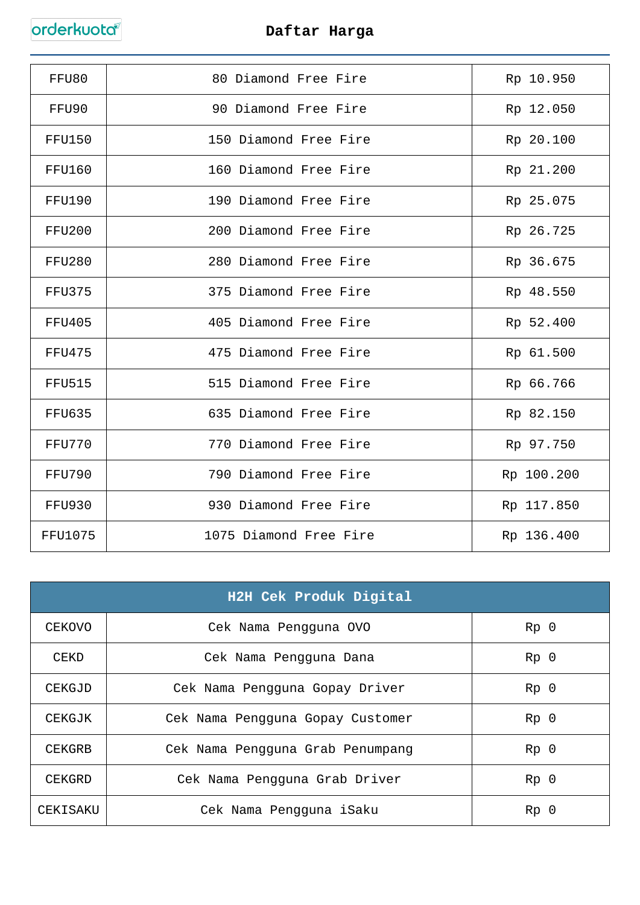# Daftar Harga

| | | |
|---|---|---|
| FFU80 | 80 Diamond Free Fire | Rp 10.950 |
| FFU90 | 90 Diamond Free Fire | Rp 12.050 |
| FFU150 | 150 Diamond Free Fire | Rp 20.100 |
| FFU160 | 160 Diamond Free Fire | Rp 21.200 |
| FFU190 | 190 Diamond Free Fire | Rp 25.075 |
| FFU200 | 200 Diamond Free Fire | Rp 26.725 |
| FFU280 | 280 Diamond Free Fire | Rp 36.675 |
| FFU375 | 375 Diamond Free Fire | Rp 48.550 |
| FFU405 | 405 Diamond Free Fire | Rp 52.400 |
| FFU475 | 475 Diamond Free Fire | Rp 61.500 |
| FFU515 | 515 Diamond Free Fire | Rp 66.766 |
| FFU635 | 635 Diamond Free Fire | Rp 82.150 |
| FFU770 | 770 Diamond Free Fire | Rp 97.750 |
| FFU790 | 790 Diamond Free Fire | Rp 100.200 |
| FFU930 | 930 Diamond Free Fire | Rp 117.850 |
| FFU1075 | 1075 Diamond Free Fire | Rp 136.400 |

| H2H Cek Produk Digital | | |
|---|---|---|
| CEKOVO | Cek Nama Pengguna OVO | Rp 0 |
| CEKD | Cek Nama Pengguna Dana | Rp 0 |
| CEKGJD | Cek Nama Pengguna Gopay Driver | Rp 0 |
| CEKGJK | Cek Nama Pengguna Gopay Customer | Rp 0 |
| CEKGRB | Cek Nama Pengguna Grab Penumpang | Rp 0 |
| CEKGRD | Cek Nama Pengguna Grab Driver | Rp 0 |
| CEKISAKU | Cek Nama Pengguna iSaku | Rp 0 |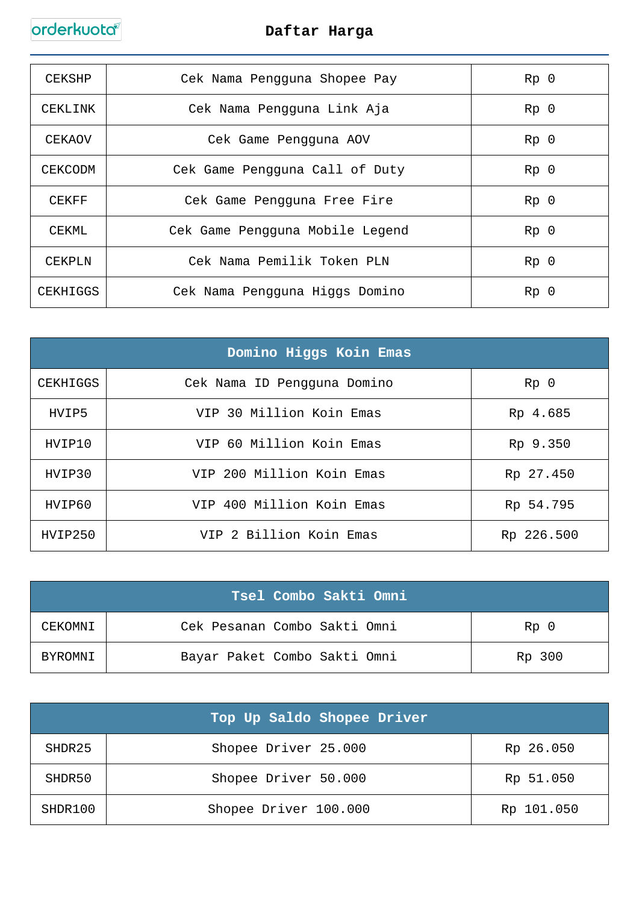| | | |
|---|---|---|
| CEKSHP | Cek Nama Pengguna Shopee Pay | Rp 0 |
| CEKLINK | Cek Nama Pengguna Link Aja | Rp 0 |
| CEKAOV | Cek Game Pengguna AOV | Rp 0 |
| CEKCODM | Cek Game Pengguna Call of Duty | Rp 0 |
| CEKFF | Cek Game Pengguna Free Fire | Rp 0 |
| CEKML | Cek Game Pengguna Mobile Legend | Rp 0 |
| CEKPLN | Cek Nama Pemilik Token PLN | Rp 0 |
| CEKHIGGS | Cek Nama Pengguna Higgs Domino | Rp 0 |

| Domino Higgs Koin Emas | | |
|---|---|---|
| CEKHIGGS | Cek Nama ID Pengguna Domino | Rp 0 |
| HVIP5 | VIP 30 Million Koin Emas | Rp 4.685 |
| HVIP10 | VIP 60 Million Koin Emas | Rp 9.350 |
| HVIP30 | VIP 200 Million Koin Emas | Rp 27.450 |
| HVIP60 | VIP 400 Million Koin Emas | Rp 54.795 |
| HVIP250 | VIP 2 Billion Koin Emas | Rp 226.500 |

| Tsel Combo Sakti Omni | | |
|---|---|---|
| CEKOMNI | Cek Pesanan Combo Sakti Omni | Rp 0 |
| BYROMNI | Bayar Paket Combo Sakti Omni | Rp 300 |

| Top Up Saldo Shopee Driver | | |
|---|---|---|
| SHDR25 | Shopee Driver 25.000 | Rp 26.050 |
| SHDR50 | Shopee Driver 50.000 | Rp 51.050 |
| SHDR100 | Shopee Driver 100.000 | Rp 101.050 |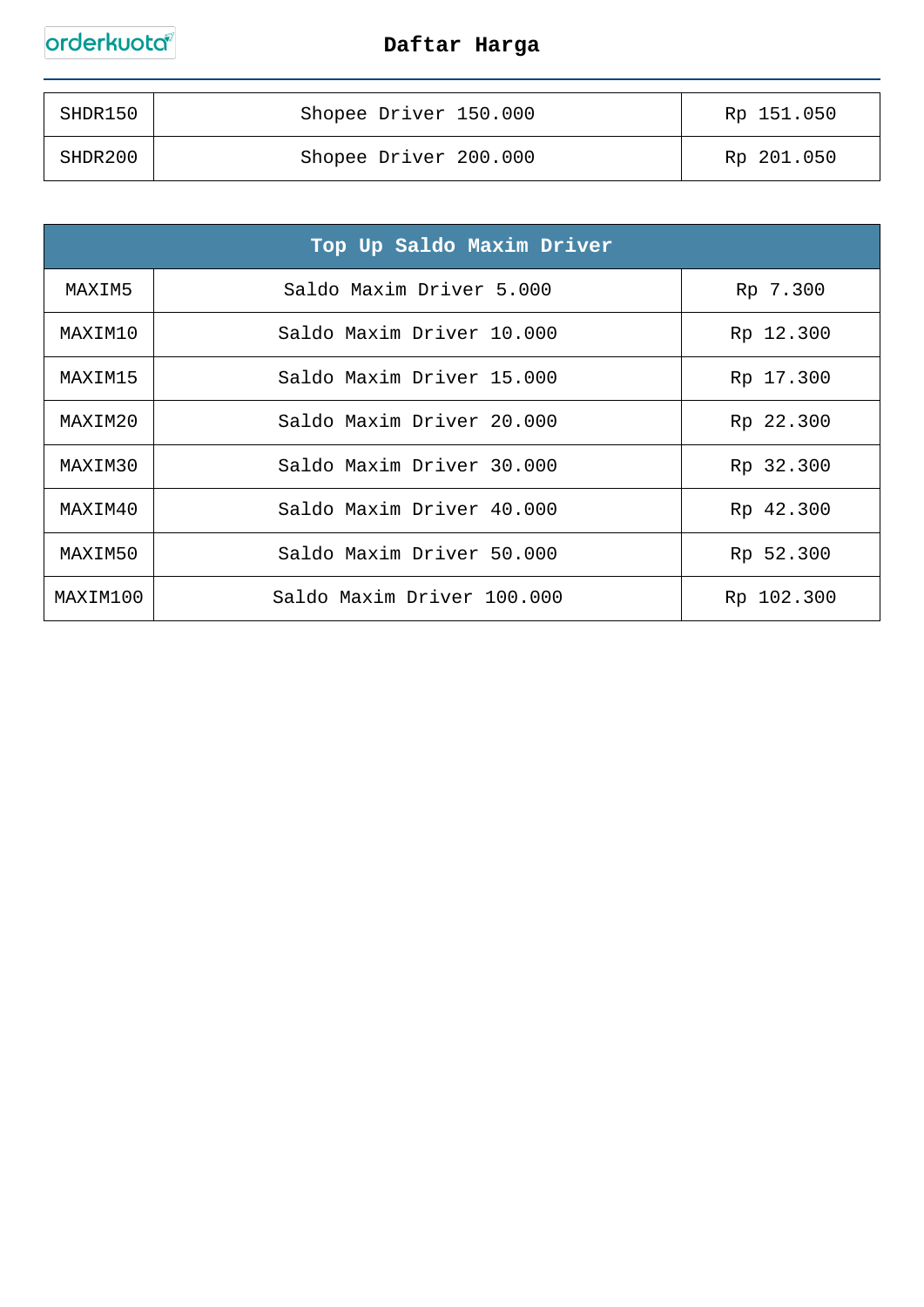| | | |
|---|---|---|
| SHDR150 | Shopee Driver 150.000 | Rp 151.050 |
| SHDR200 | Shopee Driver 200.000 | Rp 201.050 |

| Top Up Saldo Maxim Driver | | |
|---|---|---|
| MAXIM5 | Saldo Maxim Driver 5.000 | Rp 7.300 |
| MAXIM10 | Saldo Maxim Driver 10.000 | Rp 12.300 |
| MAXIM15 | Saldo Maxim Driver 15.000 | Rp 17.300 |
| MAXIM20 | Saldo Maxim Driver 20.000 | Rp 22.300 |
| MAXIM30 | Saldo Maxim Driver 30.000 | Rp 32.300 |
| MAXIM40 | Saldo Maxim Driver 40.000 | Rp 42.300 |
| MAXIM50 | Saldo Maxim Driver 50.000 | Rp 52.300 |
| MAXIM100 | Saldo Maxim Driver 100.000 | Rp 102.300 |